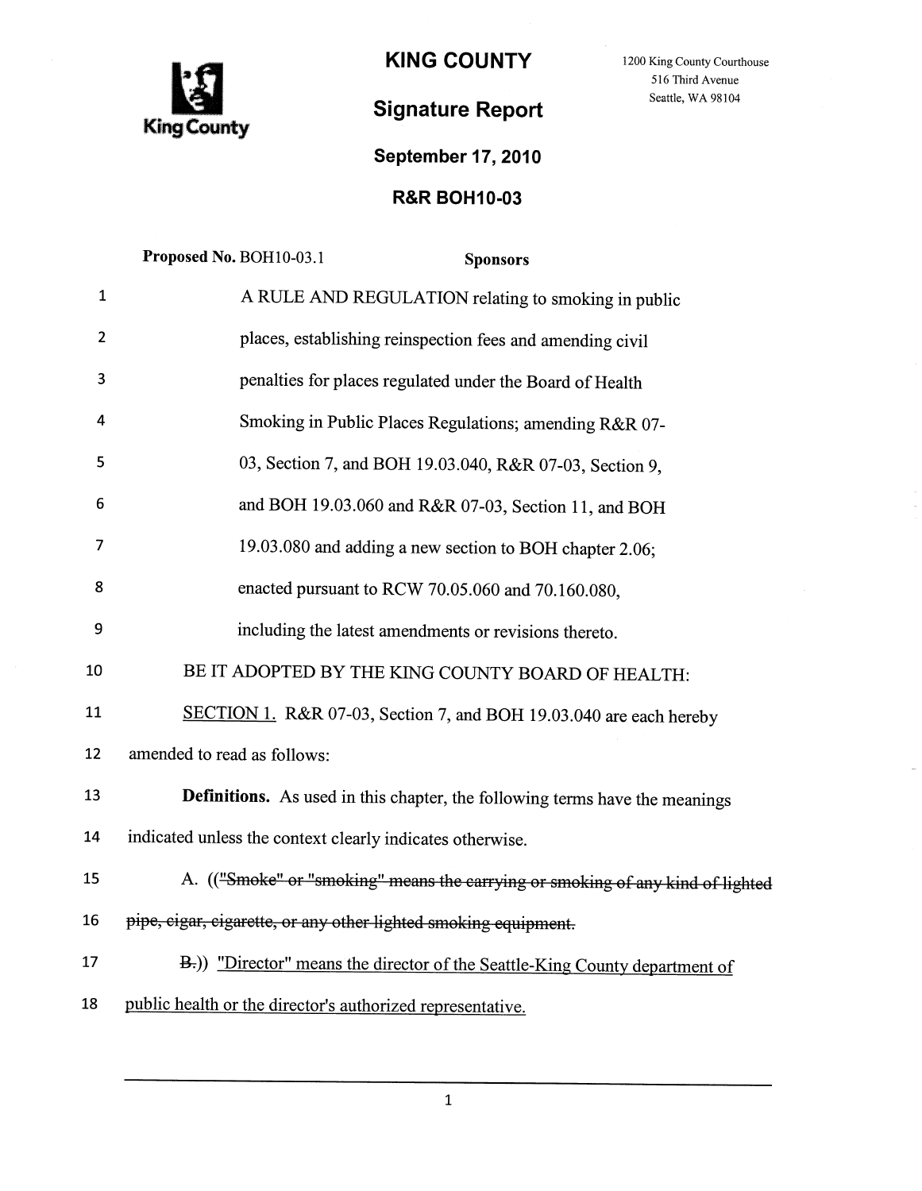# KING COUNTY

1200 King County Courthouse
516 Third Avenue
Seattle, WA 98104

King County

## Signature Report

**September 17, 2010**

**R&R BOH10-03**

**Proposed No.** BOH10-03.1 **Sponsors**

1 A RULE AND REGULATION relating to smoking in public
2 places, establishing reinspection fees and amending civil
3 penalties for places regulated under the Board of Health
4 Smoking in Public Places Regulations; amending R&R 07-
5 03, Section 7, and BOH 19.03.040, R&R 07-03, Section 9,
6 and BOH 19.03.060 and R&R 07-03, Section 11, and BOH
7 19.03.080 and adding a new section to BOH chapter 2.06;
8 enacted pursuant to RCW 70.05.060 and 70.160.080,
9 including the latest amendments or revisions thereto.

10 BE IT ADOPTED BY THE KING COUNTY BOARD OF HEALTH:

11 <u>SECTION 1.</u> R&R 07-03, Section 7, and BOH 19.03.040 are each hereby
12 amended to read as follows:

13 **Definitions.** As used in this chapter, the following terms have the meanings
14 indicated unless the context clearly indicates otherwise.

15 A. ((~~"Smoke" or "smoking" means the carrying or smoking of any kind of lighted~~
16 ~~pipe, cigar, cigarette, or any other lighted smoking equipment.~~

17 ~~B.~~)) <u>"Director" means the director of the Seattle-King County department of</u>
18 <u>public health or the director's authorized representative.</u>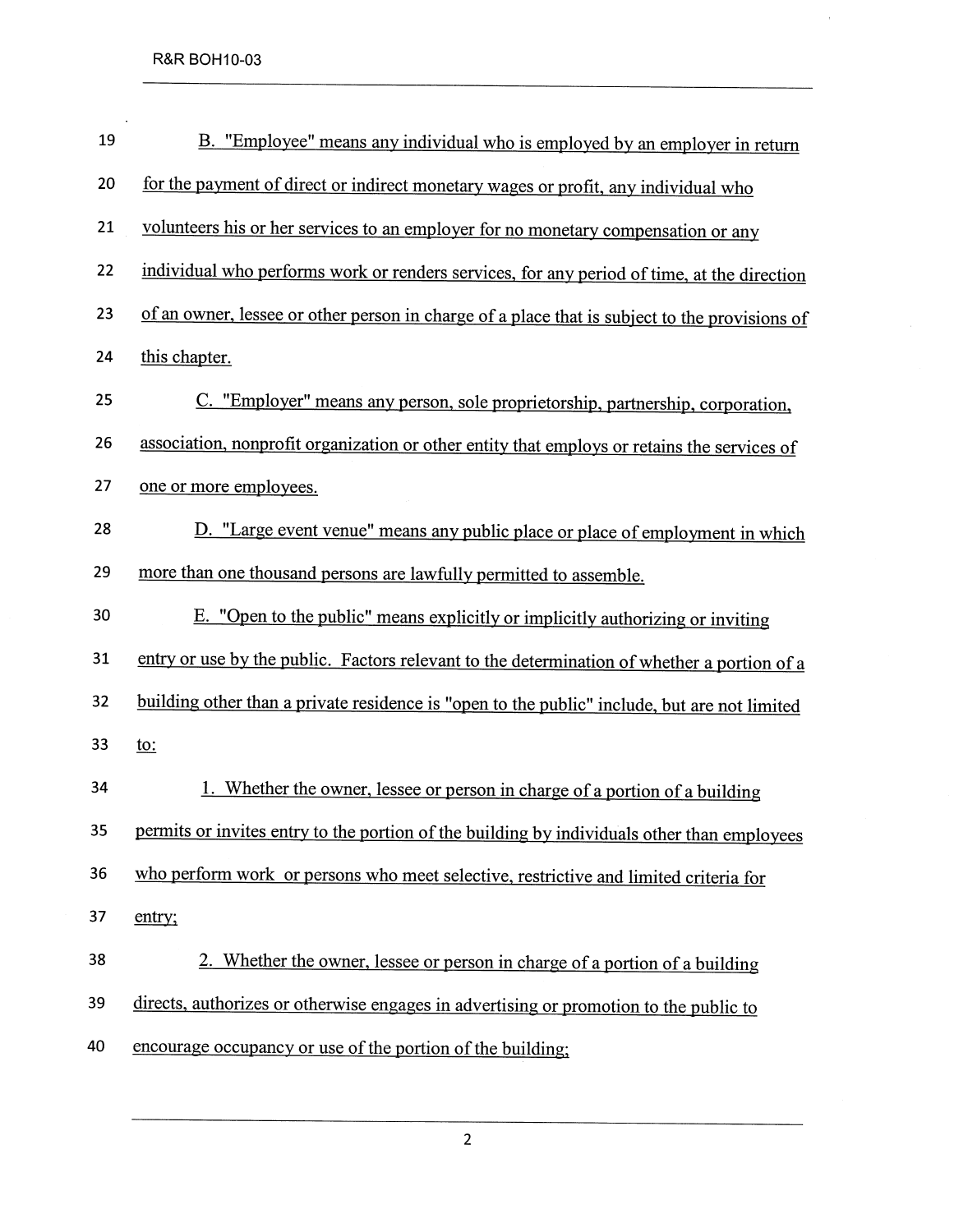B. "Employee" means any individual who is employed by an employer in return for the payment of direct or indirect monetary wages or profit, any individual who volunteers his or her services to an employer for no monetary compensation or any individual who performs work or renders services, for any period of time, at the direction of an owner, lessee or other person in charge of a place that is subject to the provisions of this chapter.

C. "Employer" means any person, sole proprietorship, partnership, corporation, association, nonprofit organization or other entity that employs or retains the services of one or more employees.

D. "Large event venue" means any public place or place of employment in which more than one thousand persons are lawfully permitted to assemble.

E. "Open to the public" means explicitly or implicitly authorizing or inviting entry or use by the public. Factors relevant to the determination of whether a portion of a building other than a private residence is "open to the public" include, but are not limited to:

1. Whether the owner, lessee or person in charge of a portion of a building permits or invites entry to the portion of the building by individuals other than employees who perform work or persons who meet selective, restrictive and limited criteria for entry;

2. Whether the owner, lessee or person in charge of a portion of a building directs, authorizes or otherwise engages in advertising or promotion to the public to encourage occupancy or use of the portion of the building;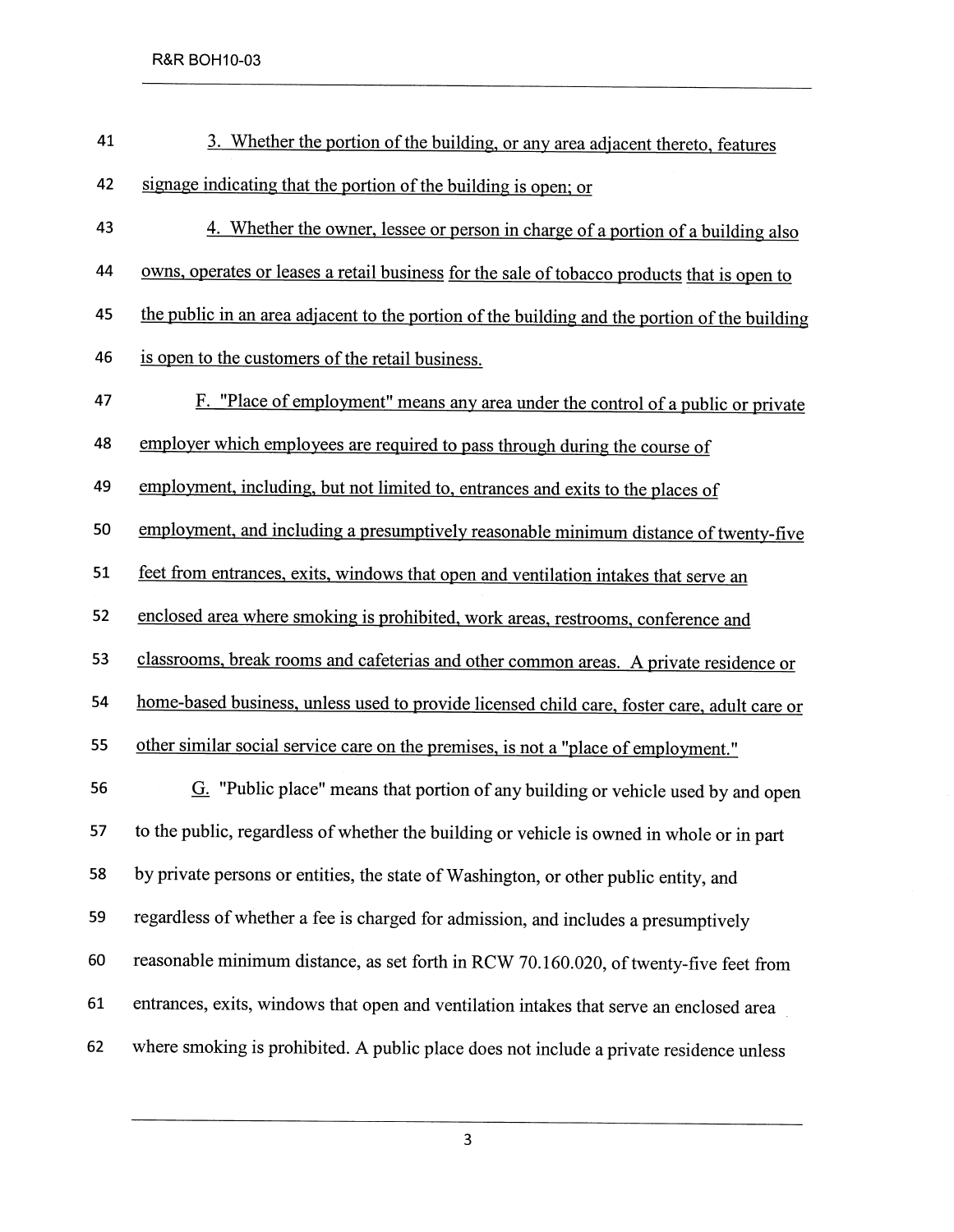3. Whether the portion of the building, or any area adjacent thereto, features signage indicating that the portion of the building is open; or

4. Whether the owner, lessee or person in charge of a portion of a building also owns, operates or leases a retail business for the sale of tobacco products that is open to the public in an area adjacent to the portion of the building and the portion of the building is open to the customers of the retail business.

F. "Place of employment" means any area under the control of a public or private employer which employees are required to pass through during the course of employment, including, but not limited to, entrances and exits to the places of employment, and including a presumptively reasonable minimum distance of twenty-five feet from entrances, exits, windows that open and ventilation intakes that serve an enclosed area where smoking is prohibited, work areas, restrooms, conference and classrooms, break rooms and cafeterias and other common areas. A private residence or home-based business, unless used to provide licensed child care, foster care, adult care or other similar social service care on the premises, is not a "place of employment."

G. "Public place" means that portion of any building or vehicle used by and open to the public, regardless of whether the building or vehicle is owned in whole or in part by private persons or entities, the state of Washington, or other public entity, and regardless of whether a fee is charged for admission, and includes a presumptively reasonable minimum distance, as set forth in RCW 70.160.020, of twenty-five feet from entrances, exits, windows that open and ventilation intakes that serve an enclosed area where smoking is prohibited. A public place does not include a private residence unless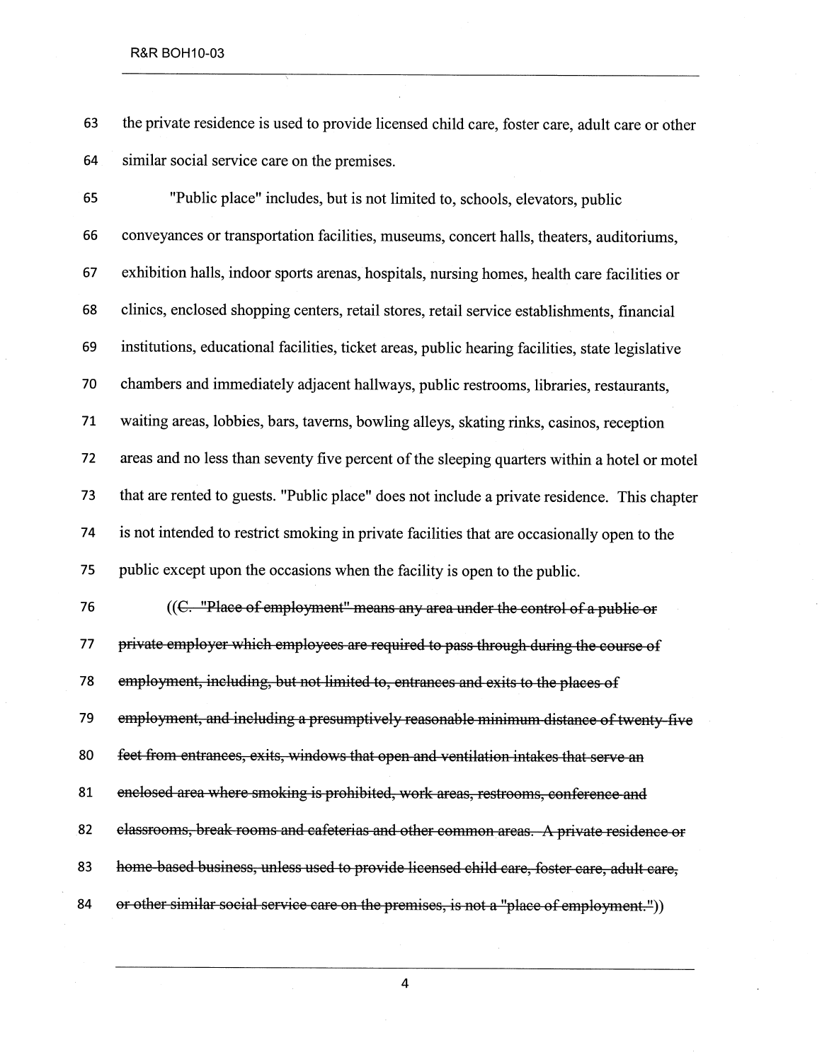the private residence is used to provide licensed child care, foster care, adult care or other similar social service care on the premises.

"Public place" includes, but is not limited to, schools, elevators, public conveyances or transportation facilities, museums, concert halls, theaters, auditoriums, exhibition halls, indoor sports arenas, hospitals, nursing homes, health care facilities or clinics, enclosed shopping centers, retail stores, retail service establishments, financial institutions, educational facilities, ticket areas, public hearing facilities, state legislative chambers and immediately adjacent hallways, public restrooms, libraries, restaurants, waiting areas, lobbies, bars, taverns, bowling alleys, skating rinks, casinos, reception areas and no less than seventy five percent of the sleeping quarters within a hotel or motel that are rented to guests. "Public place" does not include a private residence. This chapter is not intended to restrict smoking in private facilities that are occasionally open to the public except upon the occasions when the facility is open to the public.

((~~C. "Place of employment" means any area under the control of a public or private employer which employees are required to pass through during the course of employment, including, but not limited to, entrances and exits to the places of employment, and including a presumptively reasonable minimum distance of twenty-five feet from entrances, exits, windows that open and ventilation intakes that serve an enclosed area where smoking is prohibited, work areas, restrooms, conference and classrooms, break rooms and cafeterias and other common areas. A private residence or home-based business, unless used to provide licensed child care, foster care, adult care, or other similar social service care on the premises, is not a "place of employment."~~))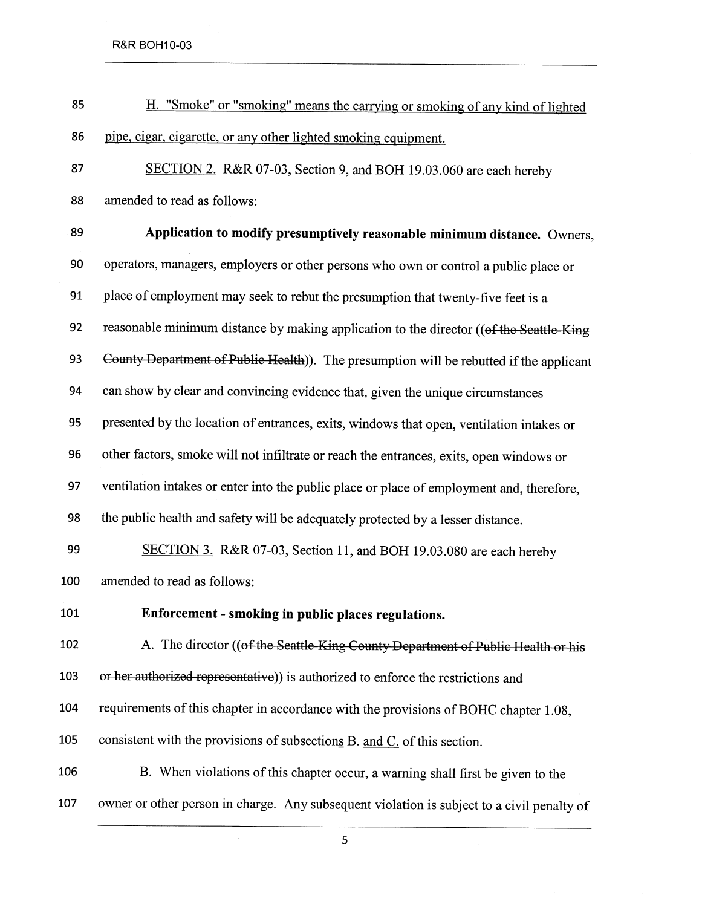H. "Smoke" or "smoking" means the carrying or smoking of any kind of lighted pipe, cigar, cigarette, or any other lighted smoking equipment.

SECTION 2. R&R 07-03, Section 9, and BOH 19.03.060 are each hereby amended to read as follows:

**Application to modify presumptively reasonable minimum distance.** Owners, operators, managers, employers or other persons who own or control a public place or place of employment may seek to rebut the presumption that twenty-five feet is a reasonable minimum distance by making application to the director ((~~of the Seattle-King County Department of Public Health~~)). The presumption will be rebutted if the applicant can show by clear and convincing evidence that, given the unique circumstances presented by the location of entrances, exits, windows that open, ventilation intakes or other factors, smoke will not infiltrate or reach the entrances, exits, open windows or ventilation intakes or enter into the public place or place of employment and, therefore, the public health and safety will be adequately protected by a lesser distance.

SECTION 3. R&R 07-03, Section 11, and BOH 19.03.080 are each hereby amended to read as follows:

**Enforcement - smoking in public places regulations.**

A. The director ((~~of the Seattle-King County Department of Public Health or his or her authorized representative~~)) is authorized to enforce the restrictions and requirements of this chapter in accordance with the provisions of BOHC chapter 1.08, consistent with the provisions of subsections B. and C. of this section.

B. When violations of this chapter occur, a warning shall first be given to the owner or other person in charge. Any subsequent violation is subject to a civil penalty of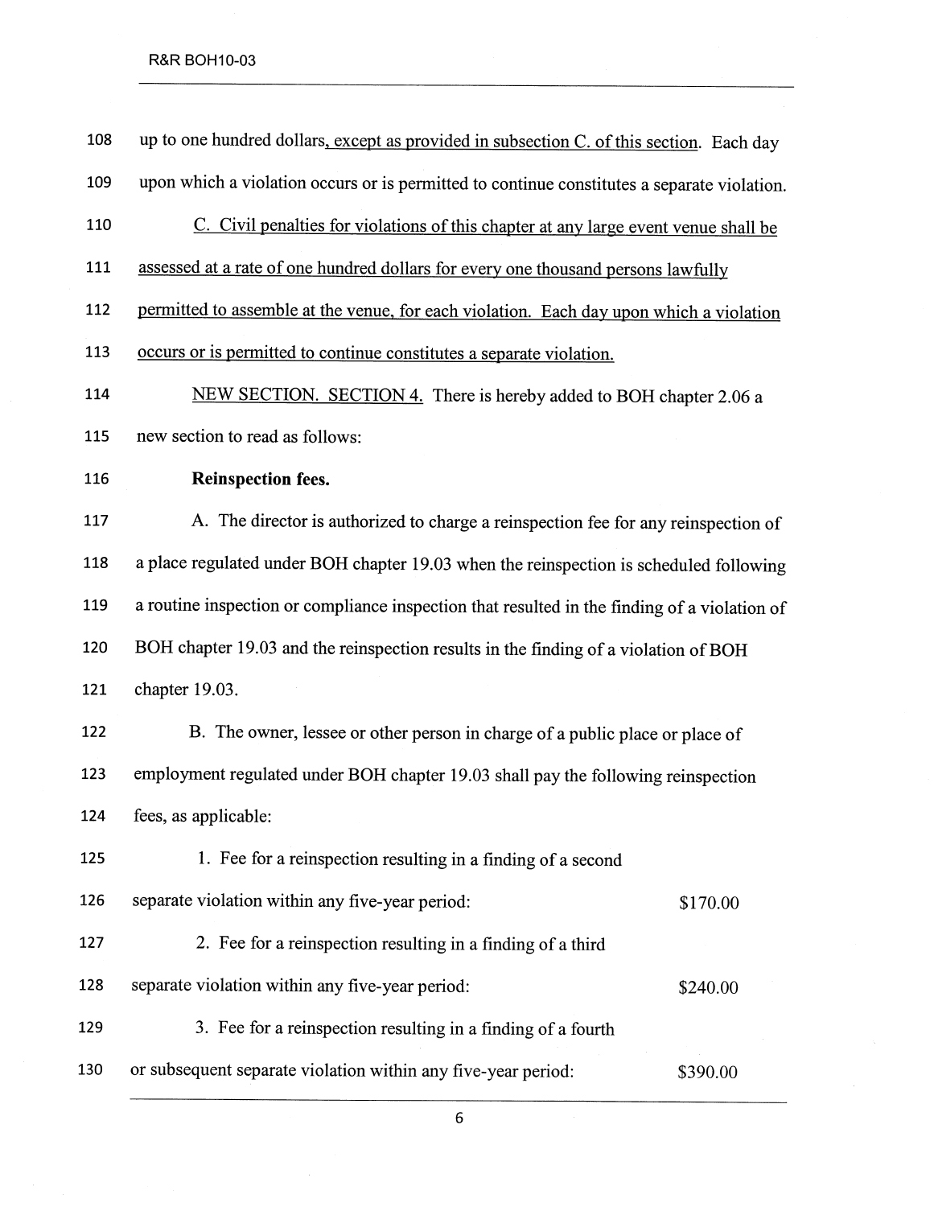108 up to one hundred dollars, except as provided in subsection C. of this section. Each day

109 upon which a violation occurs or is permitted to continue constitutes a separate violation.

110 C. Civil penalties for violations of this chapter at any large event venue shall be

111 assessed at a rate of one hundred dollars for every one thousand persons lawfully

112 permitted to assemble at the venue, for each violation. Each day upon which a violation

113 occurs or is permitted to continue constitutes a separate violation.

114 NEW SECTION. SECTION 4. There is hereby added to BOH chapter 2.06 a

115 new section to read as follows:

116 **Reinspection fees.**

117 A. The director is authorized to charge a reinspection fee for any reinspection of

118 a place regulated under BOH chapter 19.03 when the reinspection is scheduled following

119 a routine inspection or compliance inspection that resulted in the finding of a violation of

120 BOH chapter 19.03 and the reinspection results in the finding of a violation of BOH

121 chapter 19.03.

122 B. The owner, lessee or other person in charge of a public place or place of

123 employment regulated under BOH chapter 19.03 shall pay the following reinspection

124 fees, as applicable:

125 1. Fee for a reinspection resulting in a finding of a second

126 separate violation within any five-year period: $170.00

127 2. Fee for a reinspection resulting in a finding of a third

128 separate violation within any five-year period: $240.00

129 3. Fee for a reinspection resulting in a finding of a fourth

130 or subsequent separate violation within any five-year period: $390.00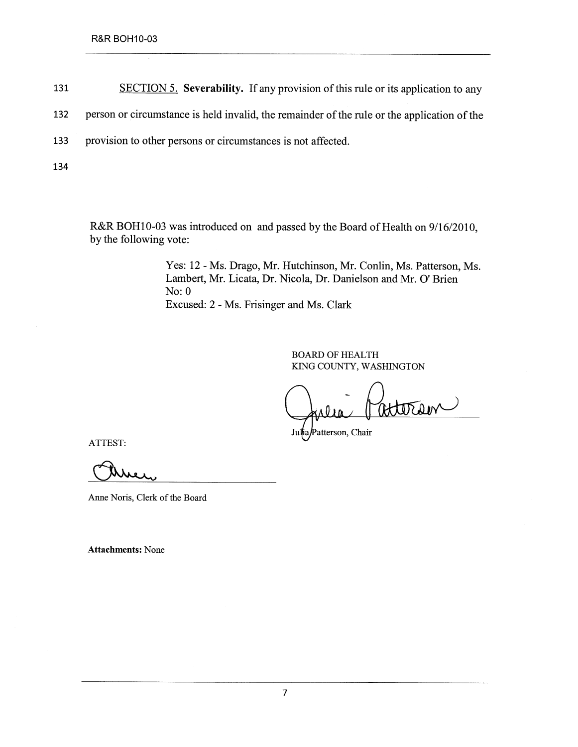131 SECTION 5. **Severability.** If any provision of this rule or its application to any

132 person or circumstance is held invalid, the remainder of the rule or the application of the

133 provision to other persons or circumstances is not affected.

134

R&R BOH10-03 was introduced on and passed by the Board of Health on 9/16/2010, by the following vote:

Yes: 12 - Ms. Drago, Mr. Hutchinson, Mr. Conlin, Ms. Patterson, Ms. Lambert, Mr. Licata, Dr. Nicola, Dr. Danielson and Mr. O' Brien
No: 0
Excused: 2 - Ms. Frisinger and Ms. Clark

BOARD OF HEALTH
KING COUNTY, WASHINGTON

Julia Patterson, Chair

ATTEST:

Anne Noris, Clerk of the Board

**Attachments:** None